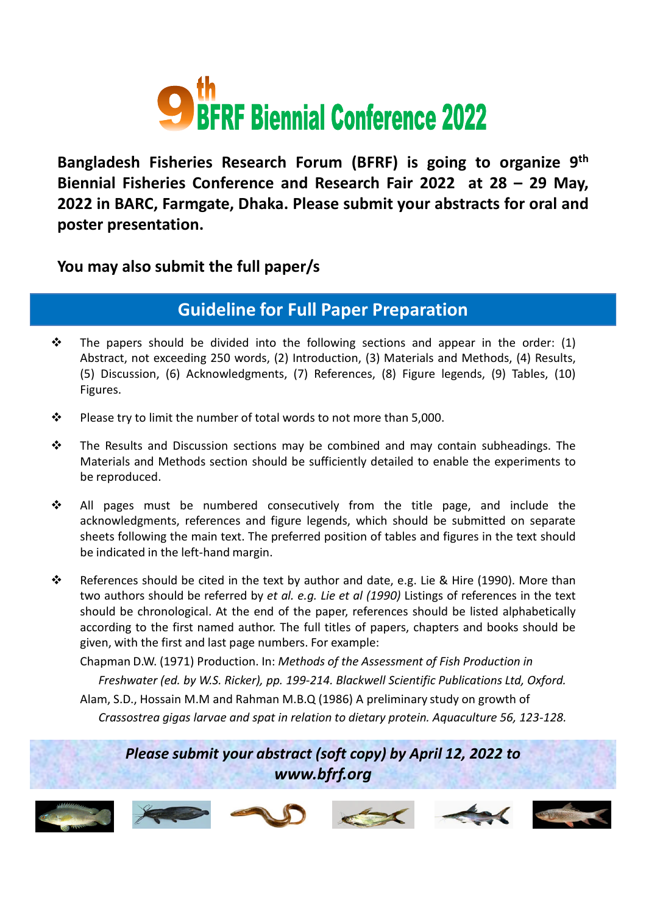# 9th BFRF Biennial Conference 2022

**Bangladesh Fisheries Research Forum (BFRF) is going to organize 9th Biennial Fisheries Conference and Research Fair 2022 at 28 – 29 May, 2022 in BARC, Farmgate, Dhaka. Please submit your abstracts for oral and poster presentation.**

**You may also submit the full paper/s**

## Guideline for Full Paper Preparation

- The papers should be divided into the following sections and appear in the order: (1) Abstract, not exceeding 250 words, (2) Introduction, (3) Materials and Methods, (4) Results, (5) Discussion, (6) Acknowledgments, (7) References, (8) Figure legends, (9) Tables, (10) Figures.
- Please try to limit the number of total words to not more than 5,000.
- The Results and Discussion sections may be combined and may contain subheadings. The Materials and Methods section should be sufficiently detailed to enable the experiments to be reproduced.
- All pages must be numbered consecutively from the title page, and include the acknowledgments, references and figure legends, which should be submitted on separate sheets following the main text. The preferred position of tables and figures in the text should be indicated in the left-hand margin.
- References should be cited in the text by author and date, e.g. Lie & Hire (1990). More than two authors should be referred by *et al. e.g. Lie et al (1990)* Listings of references in the text should be chronological. At the end of the paper, references should be listed alphabetically according to the first named author. The full titles of papers, chapters and books should be given, with the first and last page numbers. For example:

  Chapman D.W. (1971) Production. In: *Methods of the Assessment of Fish Production in Freshwater (ed. by W.S. Ricker), pp. 199-214. Blackwell Scientific Publications Ltd, Oxford.*

  Alam, S.D., Hossain M.M and Rahman M.B.Q (1986) A preliminary study on growth of *Crassostrea gigas larvae and spat in relation to dietary protein. Aquaculture 56, 123-128.*

***Please submit your abstract (soft copy) by April 12, 2022 to www.bfrf.org***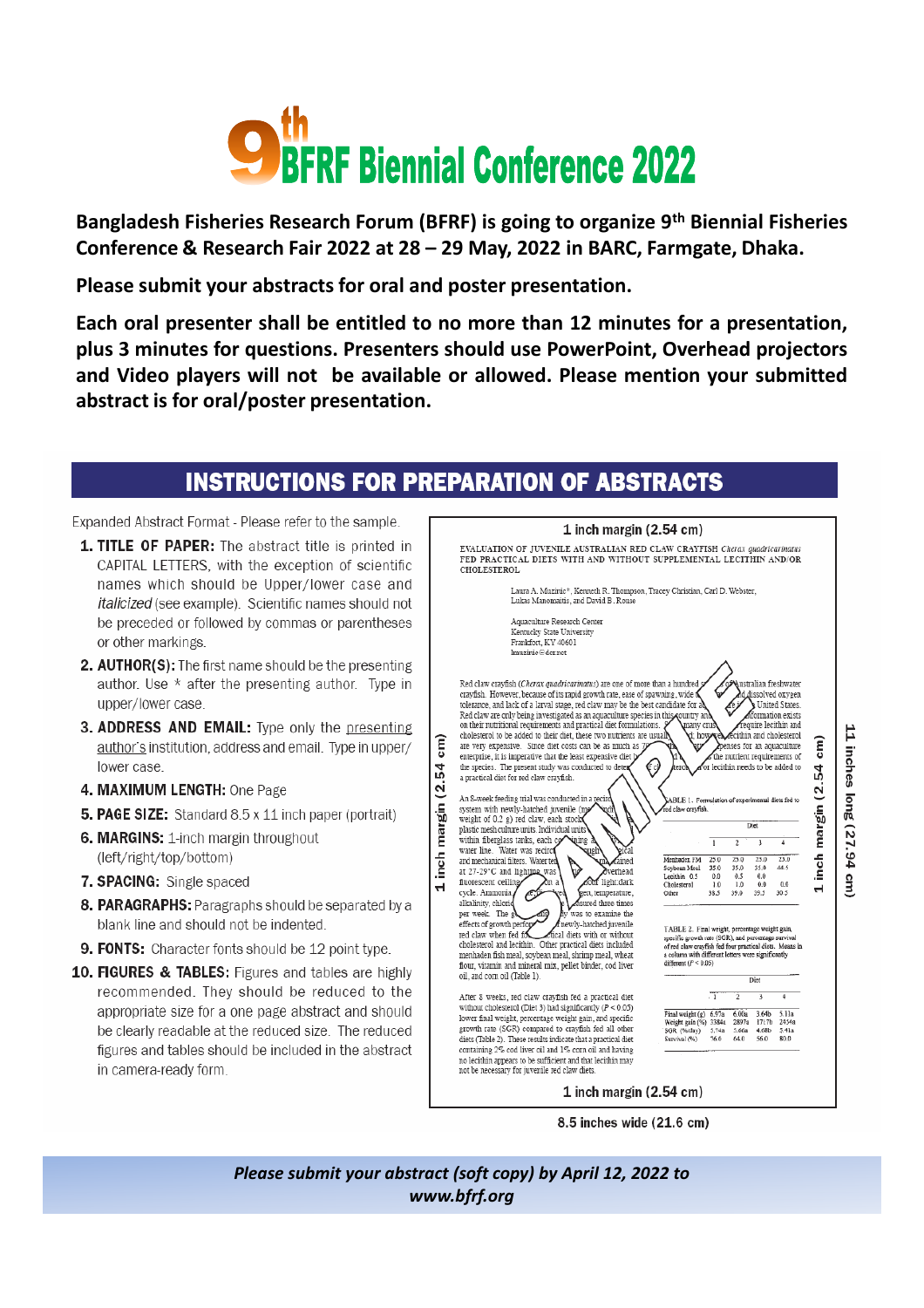# 9th BFRF Biennial Conference 2022

**Bangladesh Fisheries Research Forum (BFRF) is going to organize 9th Biennial Fisheries Conference & Research Fair 2022 at 28 – 29 May, 2022 in BARC, Farmgate, Dhaka.**

**Please submit your abstracts for oral and poster presentation.**

**Each oral presenter shall be entitled to no more than 12 minutes for a presentation, plus 3 minutes for questions. Presenters should use PowerPoint, Overhead projectors and Video players will not be available or allowed. Please mention your submitted abstract is for oral/poster presentation.**

## INSTRUCTIONS FOR PREPARATION OF ABSTRACTS

Expanded Abstract Format - Please refer to the sample.

1. **TITLE OF PAPER:** The abstract title is printed in CAPITAL LETTERS, with the exception of scientific names which should be Upper/lower case and *italicized* (see example). Scientific names should not be preceded or followed by commas or parentheses or other markings.
2. **AUTHOR(S):** The first name should be the presenting author. Use * after the presenting author. Type in upper/lower case.
3. **ADDRESS AND EMAIL:** Type only the presenting author's institution, address and email. Type in upper/lower case.
4. **MAXIMUM LENGTH:** One Page
5. **PAGE SIZE:** Standard 8.5 x 11 inch paper (portrait)
6. **MARGINS:** 1-inch margin throughout (left/right/top/bottom)
7. **SPACING:** Single spaced
8. **PARAGRAPHS:** Paragraphs should be separated by a blank line and should not be indented.
9. **FONTS:** Character fonts should be 12 point type.
10. **FIGURES & TABLES:** Figures and tables are highly recommended. They should be reduced to the appropriate size for a one page abstract and should be clearly readable at the reduced size. The reduced figures and tables should be included in the abstract in camera-ready form.

1 inch margin (2.54 cm)

EVALUATION OF JUVENILE AUSTRALIAN RED CLAW CRAYFISH *Cherax quadricarinatus* FED PRACTICAL DIETS WITH AND WITHOUT SUPPLEMENTAL LECITHIN AND/OR CHOLESTEROL

Laura A. Muzinic*, Kenneth R. Thompson, Tracey Christian, Carl D. Webster, Lukas Manomaitis, and David B. Rouse

Aquaculture Research Center
Kentucky State University
Frankfort, KY 40601

SAMPLE

1 inch margin (2.54 cm)

8.5 inches wide (21.6 cm)

11 inches long (27.94 cm)

*Please submit your abstract (soft copy) by April 12, 2022 to www.bfrf.org*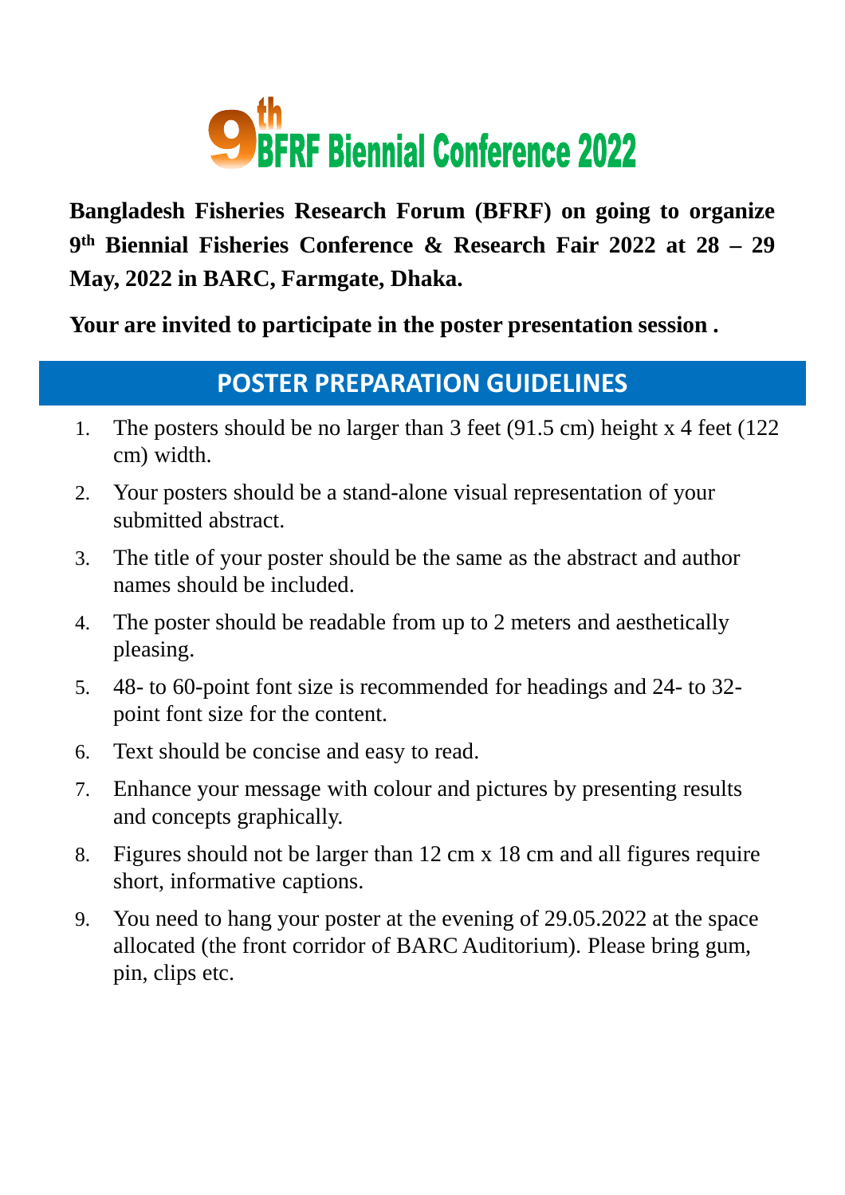# 9th BFRF Biennial Conference 2022

**Bangladesh Fisheries Research Forum (BFRF) on going to organize 9th Biennial Fisheries Conference & Research Fair 2022 at 28 – 29 May, 2022 in BARC, Farmgate, Dhaka.**

**Your are invited to participate in the poster presentation session .**

## POSTER PREPARATION GUIDELINES

1. The posters should be no larger than 3 feet (91.5 cm) height x 4 feet (122 cm) width.
2. Your posters should be a stand-alone visual representation of your submitted abstract.
3. The title of your poster should be the same as the abstract and author names should be included.
4. The poster should be readable from up to 2 meters and aesthetically pleasing.
5. 48- to 60-point font size is recommended for headings and 24- to 32-point font size for the content.
6. Text should be concise and easy to read.
7. Enhance your message with colour and pictures by presenting results and concepts graphically.
8. Figures should not be larger than 12 cm x 18 cm and all figures require short, informative captions.
9. You need to hang your poster at the evening of 29.05.2022 at the space allocated (the front corridor of BARC Auditorium). Please bring gum, pin, clips etc.